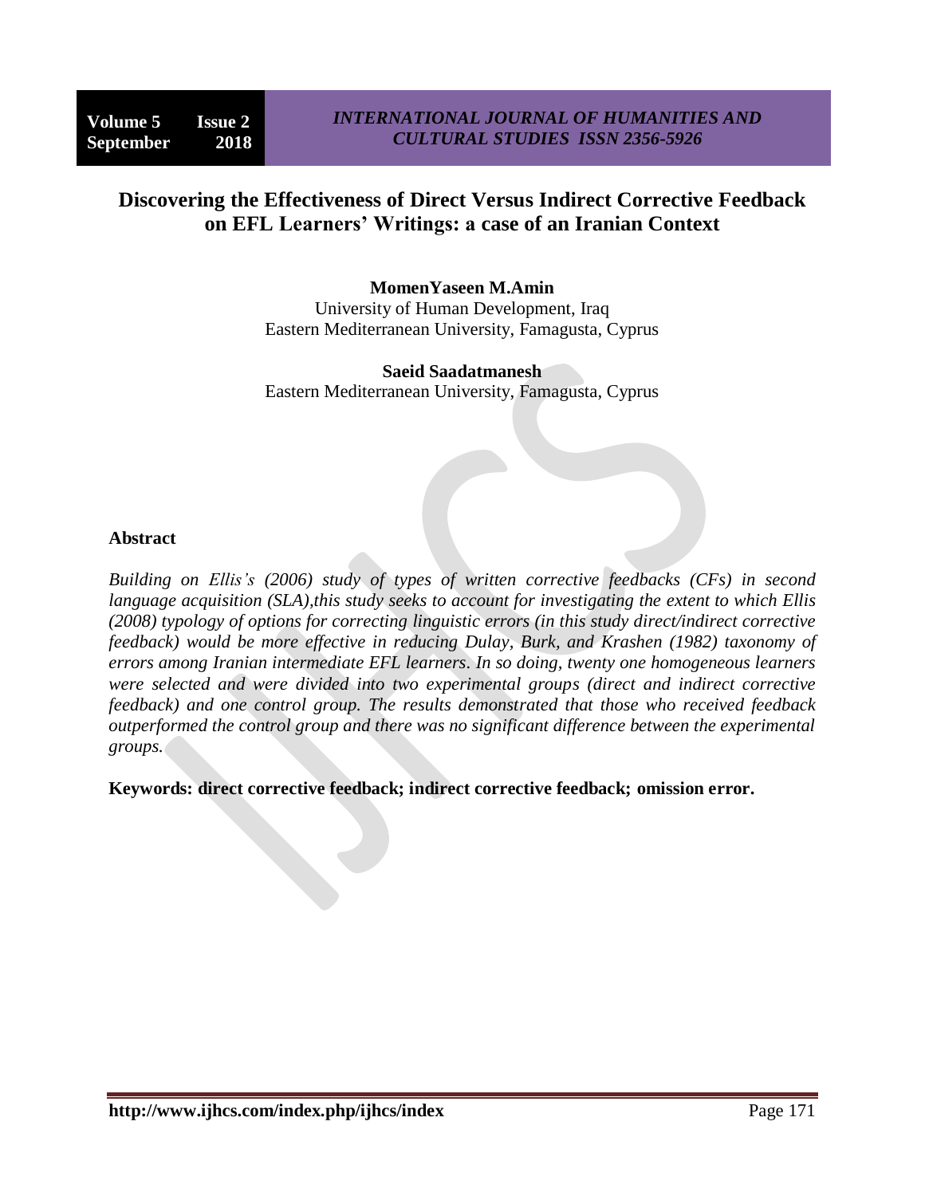# Discovering the Effectiveness of Direct Versus Indirect Corrective Feedback on EFL Learners' Writings: a case of an Iranian Context

**MomenYaseen M.Amin**
University of Human Development, Iraq
Eastern Mediterranean University, Famagusta, Cyprus

**Saeid Saadatmanesh**
Eastern Mediterranean University, Famagusta, Cyprus

## Abstract

*Building on Ellis's (2006) study of types of written corrective feedbacks (CFs) in second language acquisition (SLA),this study seeks to account for investigating the extent to which Ellis (2008) typology of options for correcting linguistic errors (in this study direct/indirect corrective feedback) would be more effective in reducing Dulay, Burk, and Krashen (1982) taxonomy of errors among Iranian intermediate EFL learners. In so doing, twenty one homogeneous learners were selected and were divided into two experimental groups (direct and indirect corrective feedback) and one control group. The results demonstrated that those who received feedback outperformed the control group and there was no significant difference between the experimental groups.*

**Keywords: direct corrective feedback; indirect corrective feedback; omission error.**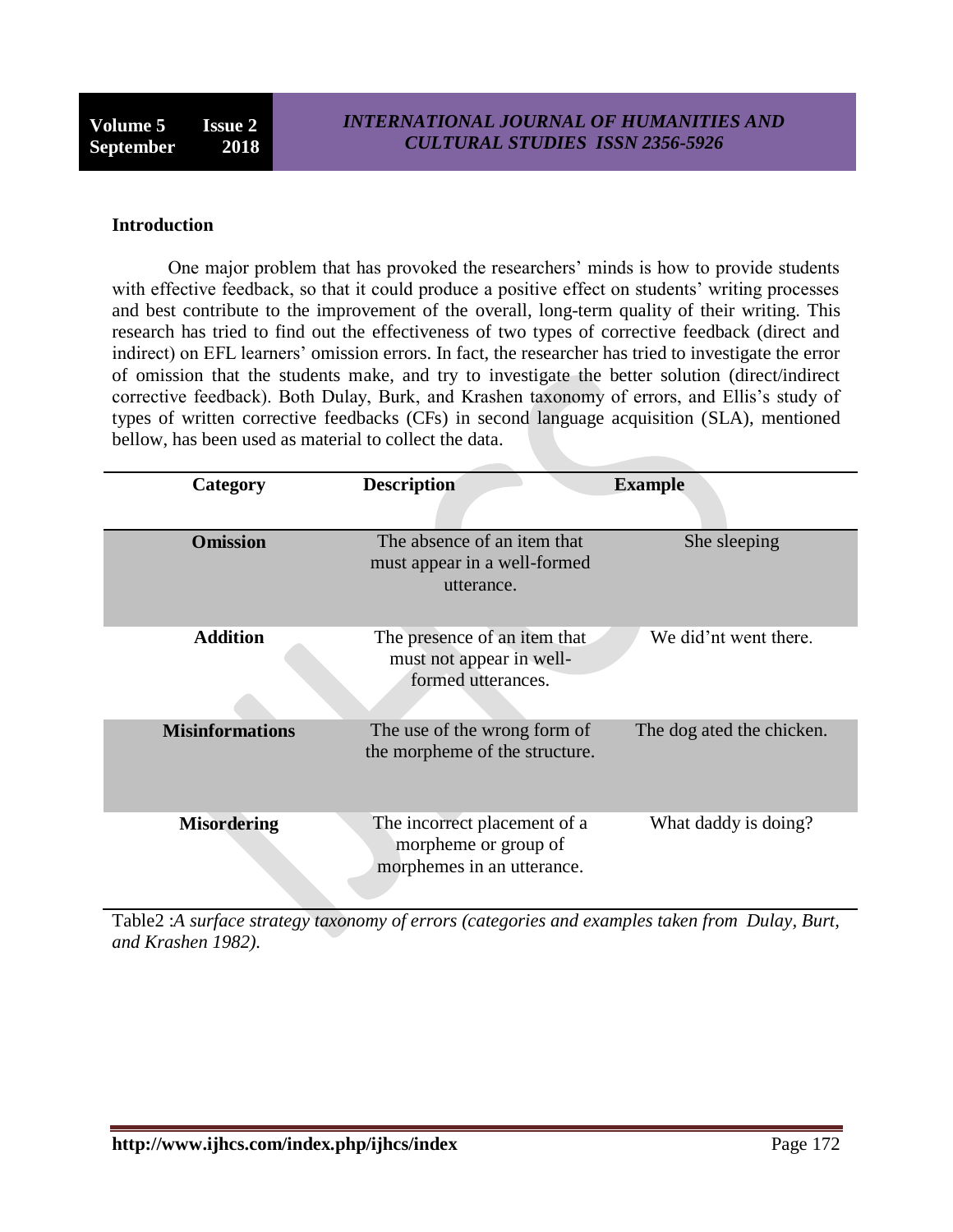**Introduction**

One major problem that has provoked the researchers' minds is how to provide students with effective feedback, so that it could produce a positive effect on students' writing processes and best contribute to the improvement of the overall, long-term quality of their writing. This research has tried to find out the effectiveness of two types of corrective feedback (direct and indirect) on EFL learners' omission errors. In fact, the researcher has tried to investigate the error of omission that the students make, and try to investigate the better solution (direct/indirect corrective feedback). Both Dulay, Burk, and Krashen taxonomy of errors, and Ellis's study of types of written corrective feedbacks (CFs) in second language acquisition (SLA), mentioned bellow, has been used as material to collect the data.

| Category | Description | Example |
|---|---|---|
| **Omission** | The absence of an item that must appear in a well-formed utterance. | She sleeping |
| **Addition** | The presence of an item that must not appear in well-formed utterances. | We did'nt went there. |
| **Misinformations** | The use of the wrong form of the morpheme of the structure. | The dog ated the chicken. |
| **Misordering** | The incorrect placement of a morpheme or group of morphemes in an utterance. | What daddy is doing? |

Table2 :*A surface strategy taxonomy of errors (categories and examples taken from Dulay, Burt, and Krashen 1982).*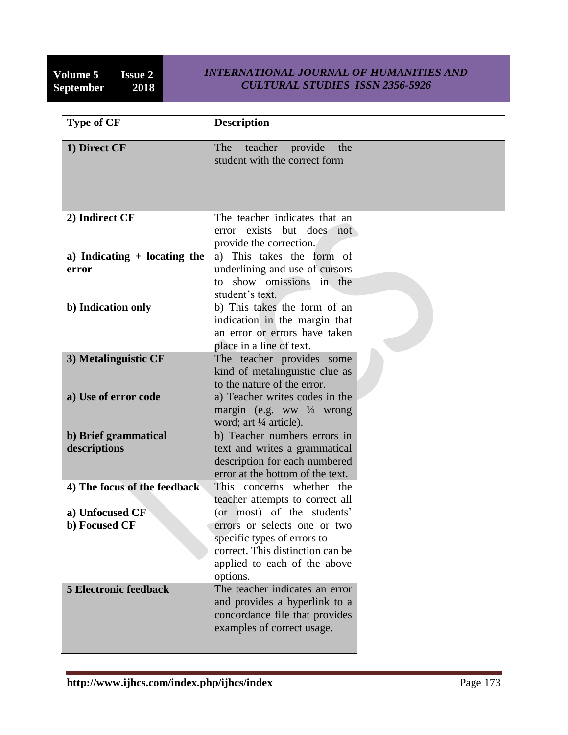| Type of CF | Description |
|---|---|
| **1) Direct CF** | The teacher provide the student with the correct form |
| **2) Indirect CF** | The teacher indicates that an error exists but does not provide the correction. |
| **a) Indicating + locating the error** | a) This takes the form of underlining and use of cursors to show omissions in the student's text. |
| **b) Indication only** | b) This takes the form of an indication in the margin that an error or errors have taken place in a line of text. |
| **3) Metalinguistic CF** | The teacher provides some kind of metalinguistic clue as to the nature of the error. |
| **a) Use of error code** | a) Teacher writes codes in the margin (e.g. ww ¼ wrong word; art ¼ article). |
| **b) Brief grammatical descriptions** | b) Teacher numbers errors in text and writes a grammatical description for each numbered error at the bottom of the text. |
| **4) The focus of the feedback**<br>**a) Unfocused CF**<br>**b) Focused CF** | This concerns whether the teacher attempts to correct all (or most) of the students' errors or selects one or two specific types of errors to correct. This distinction can be applied to each of the above options. |
| **5 Electronic feedback** | The teacher indicates an error and provides a hyperlink to a concordance file that provides examples of correct usage. |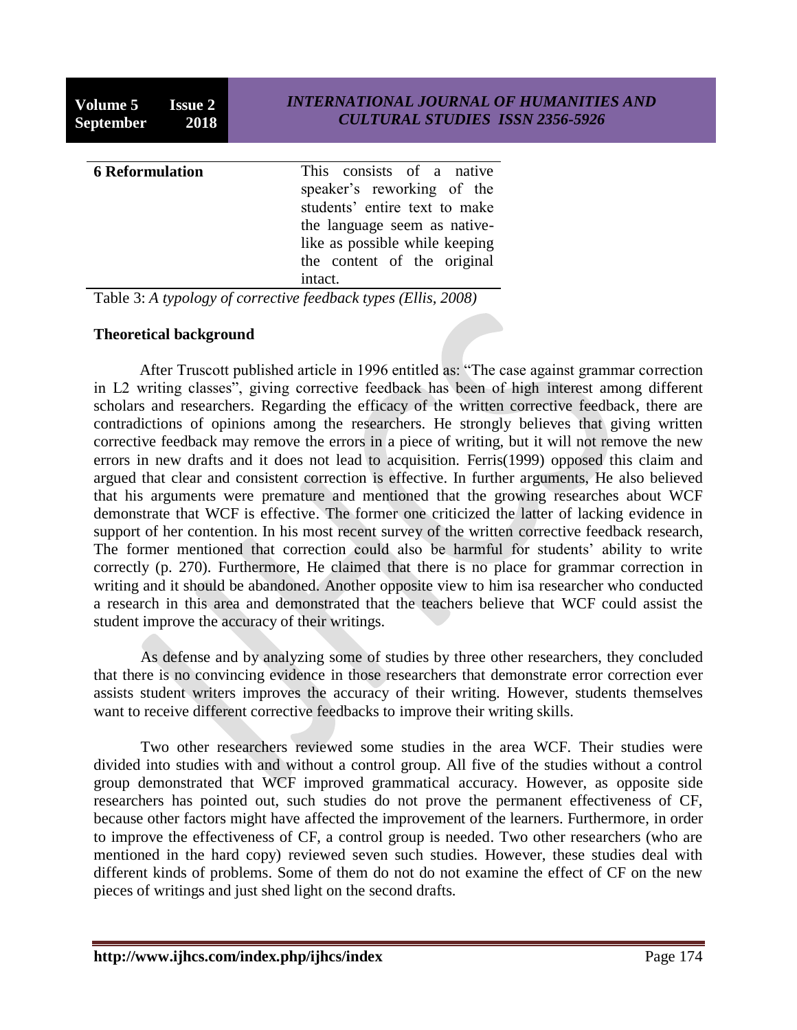| | |
|---|---|
| **6 Reformulation** | This consists of a native speaker's reworking of the students' entire text to make the language seem as native-like as possible while keeping the content of the original intact. |

Table 3: *A typology of corrective feedback types (Ellis, 2008)*

**Theoretical background**

After Truscott published article in 1996 entitled as: "The case against grammar correction in L2 writing classes", giving corrective feedback has been of high interest among different scholars and researchers. Regarding the efficacy of the written corrective feedback, there are contradictions of opinions among the researchers. He strongly believes that giving written corrective feedback may remove the errors in a piece of writing, but it will not remove the new errors in new drafts and it does not lead to acquisition. Ferris(1999) opposed this claim and argued that clear and consistent correction is effective. In further arguments, He also believed that his arguments were premature and mentioned that the growing researches about WCF demonstrate that WCF is effective. The former one criticized the latter of lacking evidence in support of her contention. In his most recent survey of the written corrective feedback research, The former mentioned that correction could also be harmful for students' ability to write correctly (p. 270). Furthermore, He claimed that there is no place for grammar correction in writing and it should be abandoned. Another opposite view to him isa researcher who conducted a research in this area and demonstrated that the teachers believe that WCF could assist the student improve the accuracy of their writings.

As defense and by analyzing some of studies by three other researchers, they concluded that there is no convincing evidence in those researchers that demonstrate error correction ever assists student writers improves the accuracy of their writing. However, students themselves want to receive different corrective feedbacks to improve their writing skills.

Two other researchers reviewed some studies in the area WCF. Their studies were divided into studies with and without a control group. All five of the studies without a control group demonstrated that WCF improved grammatical accuracy. However, as opposite side researchers has pointed out, such studies do not prove the permanent effectiveness of CF, because other factors might have affected the improvement of the learners. Furthermore, in order to improve the effectiveness of CF, a control group is needed. Two other researchers (who are mentioned in the hard copy) reviewed seven such studies. However, these studies deal with different kinds of problems. Some of them do not do not examine the effect of CF on the new pieces of writings and just shed light on the second drafts.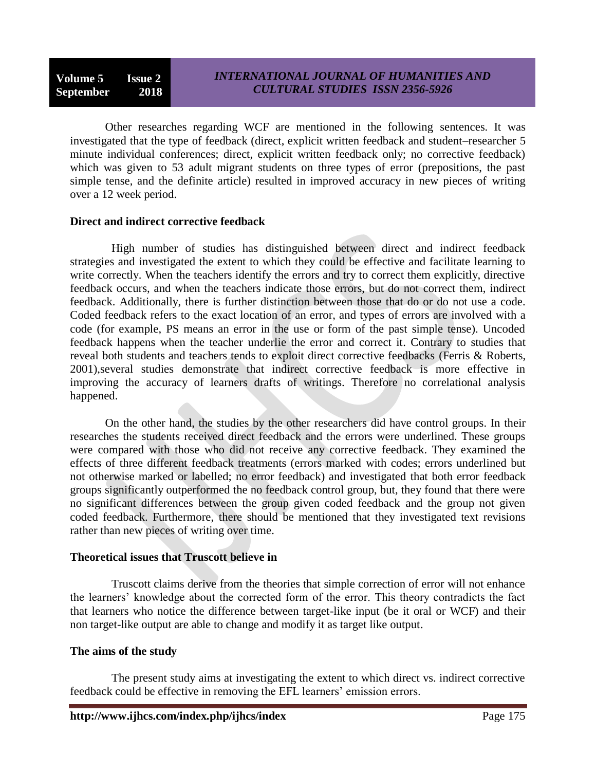Other researches regarding WCF are mentioned in the following sentences. It was investigated that the type of feedback (direct, explicit written feedback and student–researcher 5 minute individual conferences; direct, explicit written feedback only; no corrective feedback) which was given to 53 adult migrant students on three types of error (prepositions, the past simple tense, and the definite article) resulted in improved accuracy in new pieces of writing over a 12 week period.

**Direct and indirect corrective feedback**

High number of studies has distinguished between direct and indirect feedback strategies and investigated the extent to which they could be effective and facilitate learning to write correctly. When the teachers identify the errors and try to correct them explicitly, directive feedback occurs, and when the teachers indicate those errors, but do not correct them, indirect feedback. Additionally, there is further distinction between those that do or do not use a code. Coded feedback refers to the exact location of an error, and types of errors are involved with a code (for example, PS means an error in the use or form of the past simple tense). Uncoded feedback happens when the teacher underlie the error and correct it. Contrary to studies that reveal both students and teachers tends to exploit direct corrective feedbacks (Ferris & Roberts, 2001),several studies demonstrate that indirect corrective feedback is more effective in improving the accuracy of learners drafts of writings. Therefore no correlational analysis happened.

On the other hand, the studies by the other researchers did have control groups. In their researches the students received direct feedback and the errors were underlined. These groups were compared with those who did not receive any corrective feedback. They examined the effects of three different feedback treatments (errors marked with codes; errors underlined but not otherwise marked or labelled; no error feedback) and investigated that both error feedback groups significantly outperformed the no feedback control group, but, they found that there were no significant differences between the group given coded feedback and the group not given coded feedback. Furthermore, there should be mentioned that they investigated text revisions rather than new pieces of writing over time.

**Theoretical issues that Truscott believe in**

Truscott claims derive from the theories that simple correction of error will not enhance the learners' knowledge about the corrected form of the error. This theory contradicts the fact that learners who notice the difference between target-like input (be it oral or WCF) and their non target-like output are able to change and modify it as target like output.

**The aims of the study**

The present study aims at investigating the extent to which direct vs. indirect corrective feedback could be effective in removing the EFL learners' emission errors.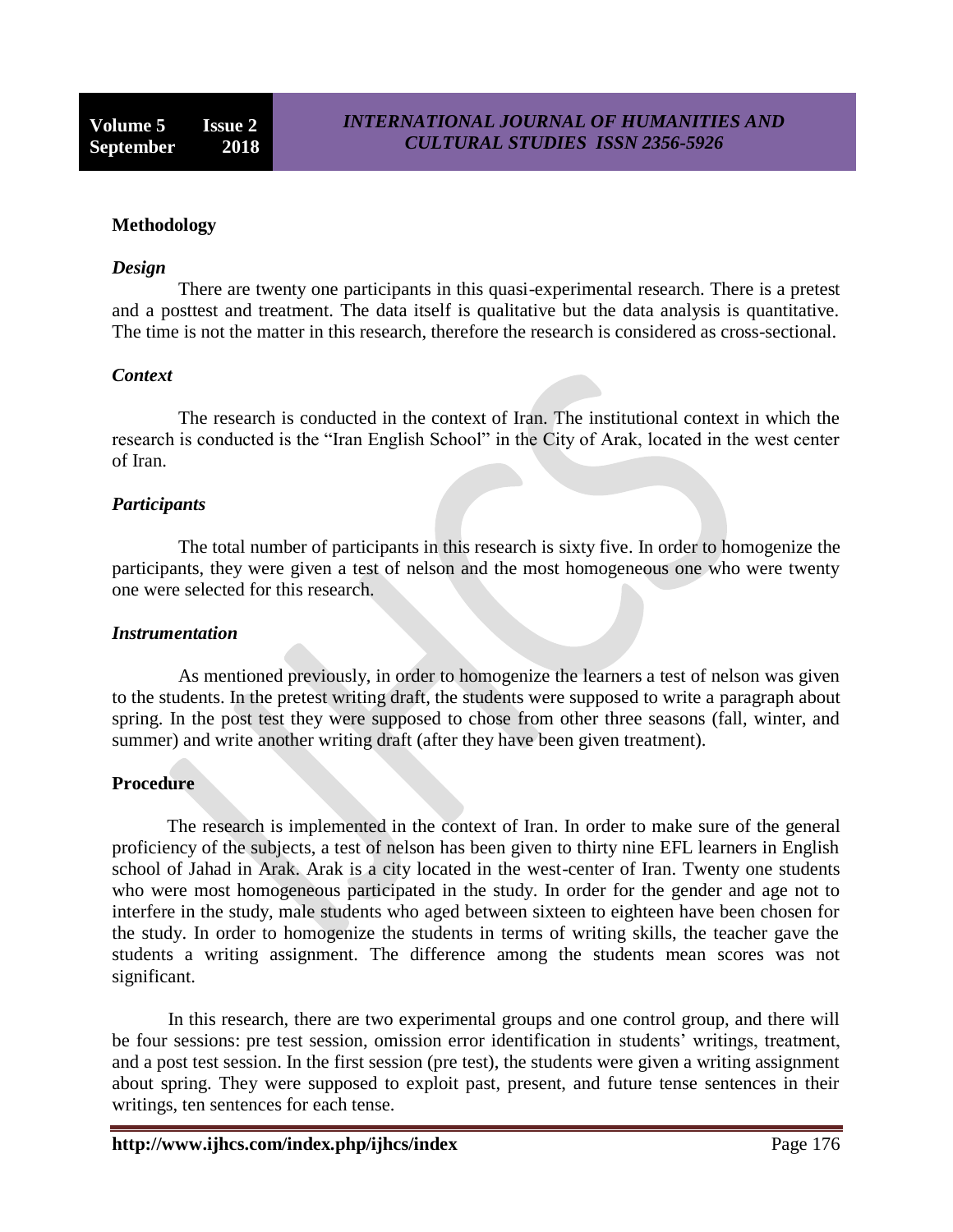## Methodology

### *Design*

There are twenty one participants in this quasi-experimental research. There is a pretest and a posttest and treatment. The data itself is qualitative but the data analysis is quantitative. The time is not the matter in this research, therefore the research is considered as cross-sectional.

### *Context*

The research is conducted in the context of Iran. The institutional context in which the research is conducted is the "Iran English School" in the City of Arak, located in the west center of Iran.

### *Participants*

The total number of participants in this research is sixty five. In order to homogenize the participants, they were given a test of nelson and the most homogeneous one who were twenty one were selected for this research.

### *Instrumentation*

As mentioned previously, in order to homogenize the learners a test of nelson was given to the students. In the pretest writing draft, the students were supposed to write a paragraph about spring. In the post test they were supposed to chose from other three seasons (fall, winter, and summer) and write another writing draft (after they have been given treatment).

## Procedure

The research is implemented in the context of Iran. In order to make sure of the general proficiency of the subjects, a test of nelson has been given to thirty nine EFL learners in English school of Jahad in Arak. Arak is a city located in the west-center of Iran. Twenty one students who were most homogeneous participated in the study. In order for the gender and age not to interfere in the study, male students who aged between sixteen to eighteen have been chosen for the study. In order to homogenize the students in terms of writing skills, the teacher gave the students a writing assignment. The difference among the students mean scores was not significant.

In this research, there are two experimental groups and one control group, and there will be four sessions: pre test session, omission error identification in students' writings, treatment, and a post test session. In the first session (pre test), the students were given a writing assignment about spring. They were supposed to exploit past, present, and future tense sentences in their writings, ten sentences for each tense.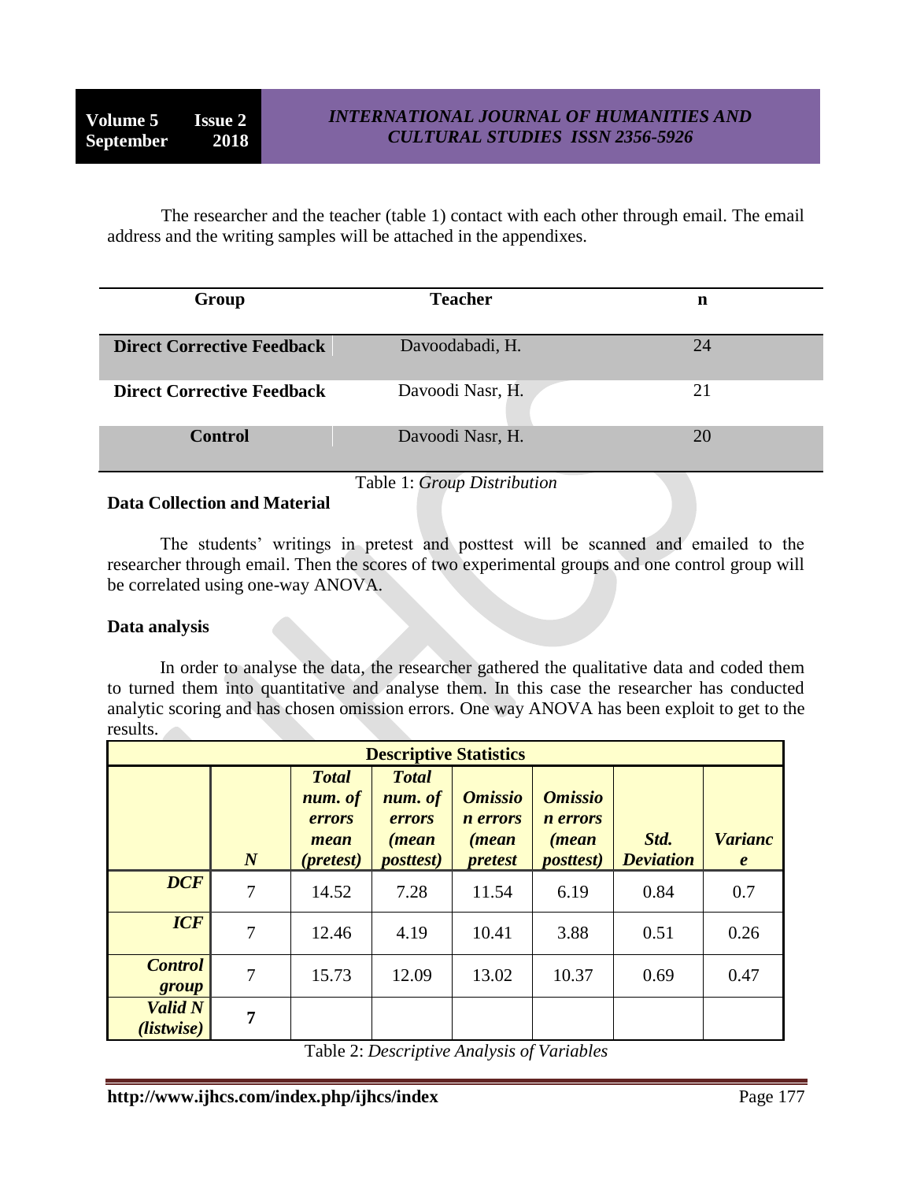The researcher and the teacher (table 1) contact with each other through email. The email address and the writing samples will be attached in the appendixes.

| Group | Teacher | n |
|---|---|---|
| **Direct Corrective Feedback** | Davoodabadi, H. | 24 |
| **Direct Corrective Feedback** | Davoodi Nasr, H. | 21 |
| **Control** | Davoodi Nasr, H. | 20 |

Table 1: *Group Distribution*

**Data Collection and Material**

The students' writings in pretest and posttest will be scanned and emailed to the researcher through email. Then the scores of two experimental groups and one control group will be correlated using one-way ANOVA.

**Data analysis**

In order to analyse the data, the researcher gathered the qualitative data and coded them to turned them into quantitative and analyse them. In this case the researcher has conducted analytic scoring and has chosen omission errors. One way ANOVA has been exploit to get to the results.

| **Descriptive Statistics** | | | | | | | |
|---|---|---|---|---|---|---|---|
| | ***N*** | ***Total num. of errors mean (pretest)*** | ***Total num. of errors (mean posttest)*** | ***Omission errors (mean pretest*** | ***Omission errors (mean posttest)*** | ***Std. Deviation*** | ***Variance*** |
| ***DCF*** | 7 | 14.52 | 7.28 | 11.54 | 6.19 | 0.84 | 0.7 |
| ***ICF*** | 7 | 12.46 | 4.19 | 10.41 | 3.88 | 0.51 | 0.26 |
| ***Control group*** | 7 | 15.73 | 12.09 | 13.02 | 10.37 | 0.69 | 0.47 |
| ***Valid N (listwise)*** | **7** | | | | | | |

Table 2: *Descriptive Analysis of Variables*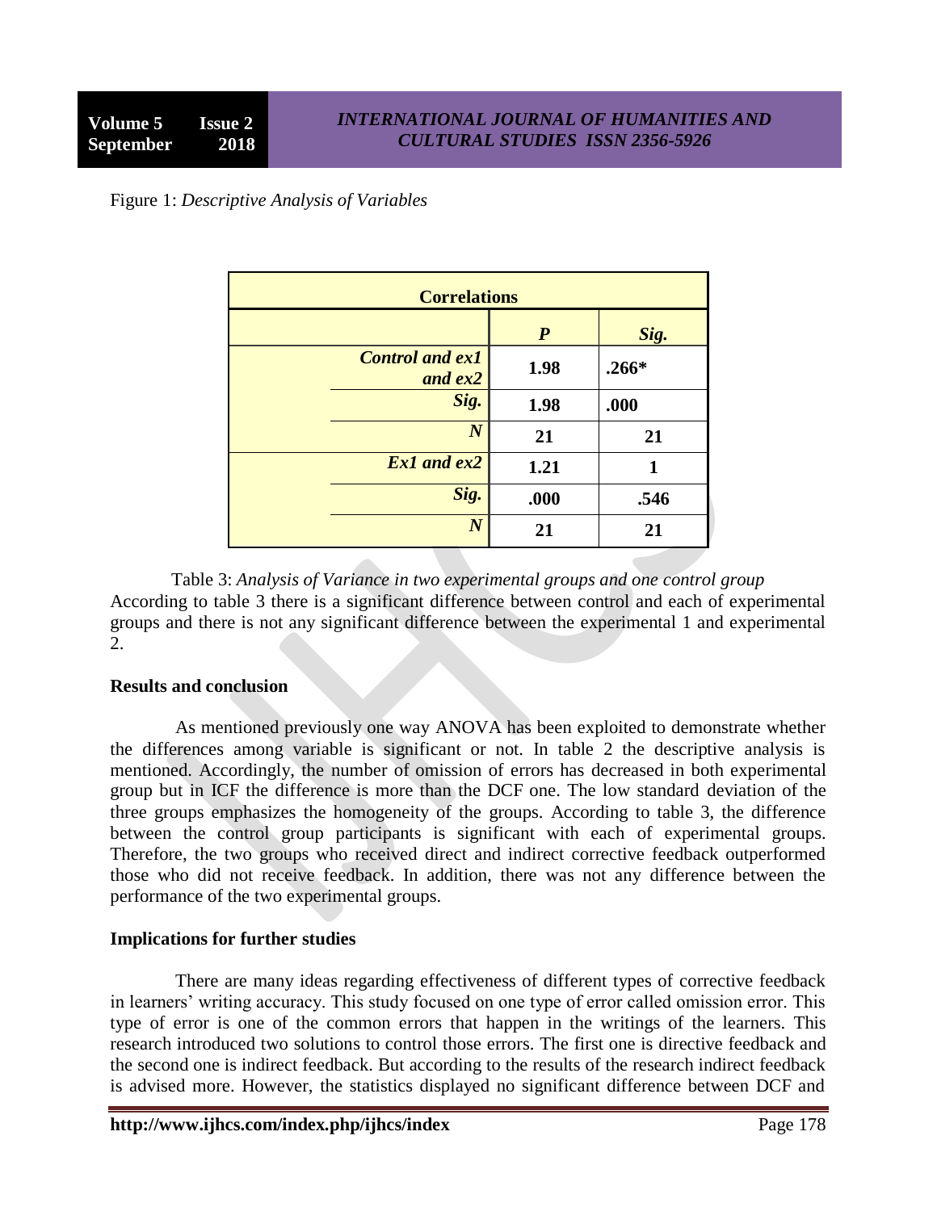Figure 1: *Descriptive Analysis of Variables*

| Correlations | | | |
|---|---|---|---|
| | | ***P*** | ***Sig.*** |
| | ***Control and ex1 and ex2*** | **1.98** | **.266*** |
| | ***Sig.*** | **1.98** | **.000** |
| | ***N*** | **21** | **21** |
| | ***Ex1 and ex2*** | **1.21** | **1** |
| | ***Sig.*** | **.000** | **.546** |
| | ***N*** | **21** | **21** |

Table 3: *Analysis of Variance in two experimental groups and one control group*

According to table 3 there is a significant difference between control and each of experimental groups and there is not any significant difference between the experimental 1 and experimental 2.

**Results and conclusion**

As mentioned previously one way ANOVA has been exploited to demonstrate whether the differences among variable is significant or not. In table 2 the descriptive analysis is mentioned. Accordingly, the number of omission of errors has decreased in both experimental group but in ICF the difference is more than the DCF one. The low standard deviation of the three groups emphasizes the homogeneity of the groups. According to table 3, the difference between the control group participants is significant with each of experimental groups. Therefore, the two groups who received direct and indirect corrective feedback outperformed those who did not receive feedback. In addition, there was not any difference between the performance of the two experimental groups.

**Implications for further studies**

There are many ideas regarding effectiveness of different types of corrective feedback in learners' writing accuracy. This study focused on one type of error called omission error. This type of error is one of the common errors that happen in the writings of the learners. This research introduced two solutions to control those errors. The first one is directive feedback and the second one is indirect feedback. But according to the results of the research indirect feedback is advised more. However, the statistics displayed no significant difference between DCF and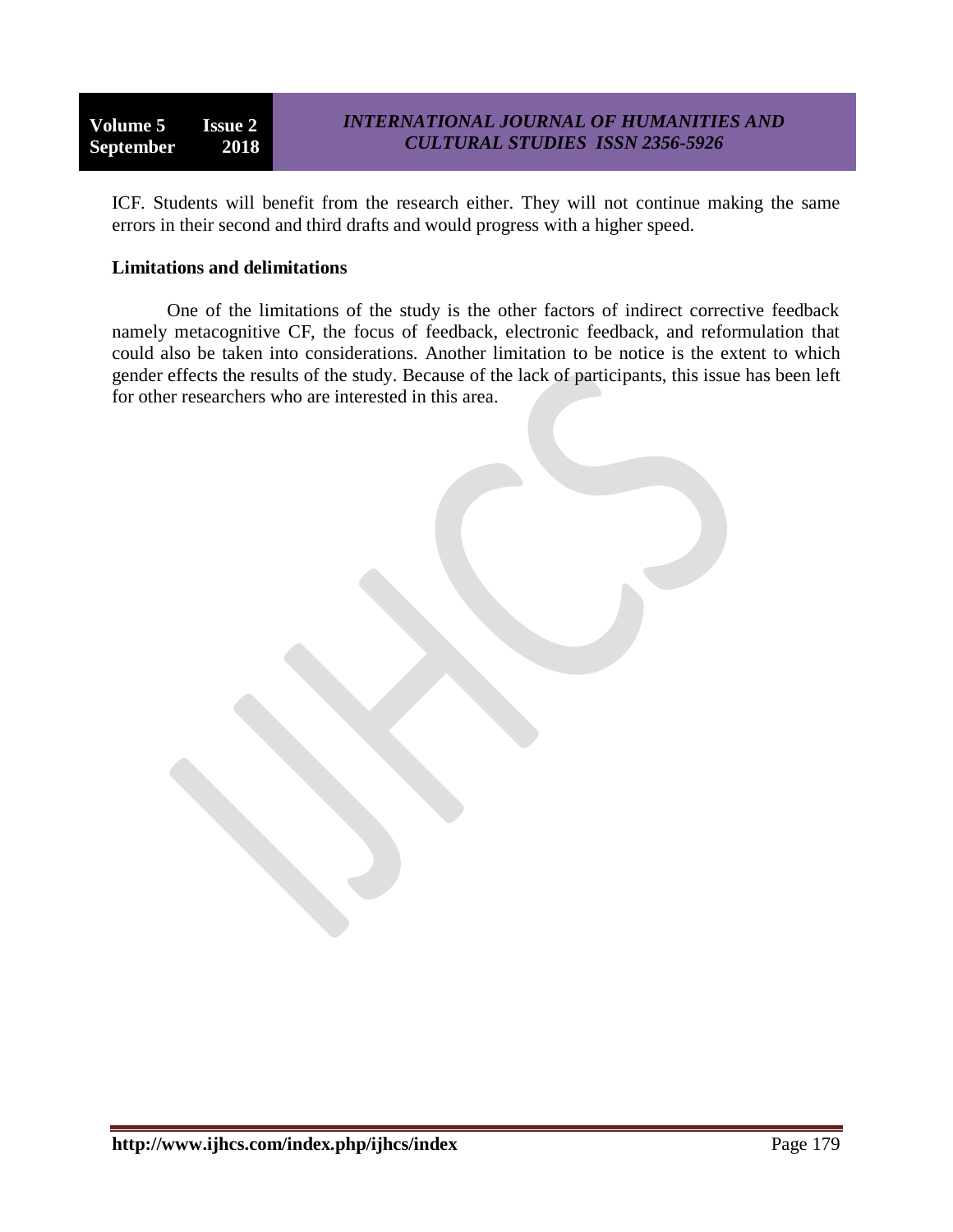ICF. Students will benefit from the research either. They will not continue making the same errors in their second and third drafts and would progress with a higher speed.

**Limitations and delimitations**

One of the limitations of the study is the other factors of indirect corrective feedback namely metacognitive CF, the focus of feedback, electronic feedback, and reformulation that could also be taken into considerations. Another limitation to be notice is the extent to which gender effects the results of the study. Because of the lack of participants, this issue has been left for other researchers who are interested in this area.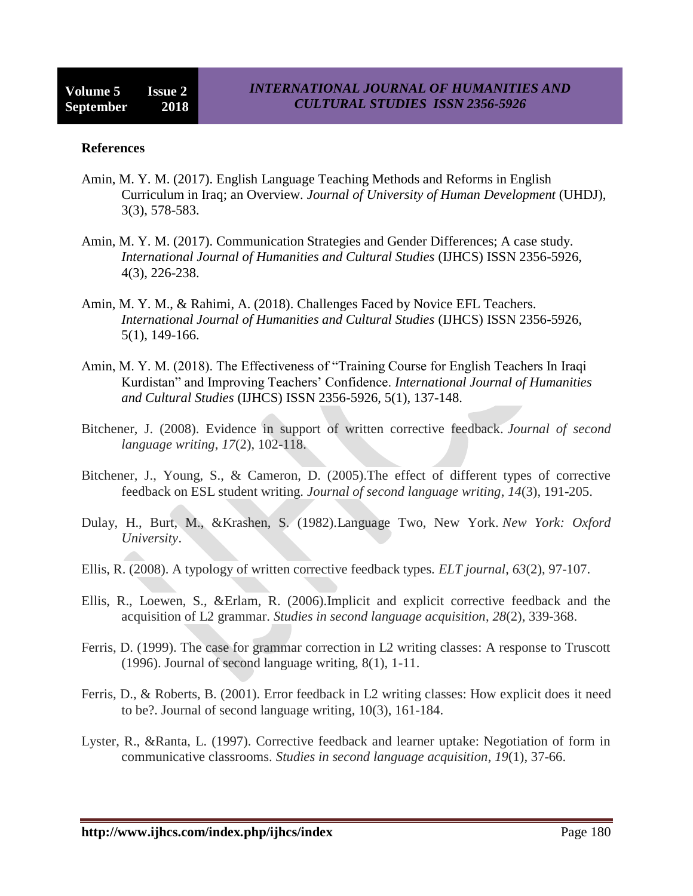**References**

Amin, M. Y. M. (2017). English Language Teaching Methods and Reforms in English Curriculum in Iraq; an Overview. *Journal of University of Human Development* (UHDJ), 3(3), 578-583.

Amin, M. Y. M. (2017). Communication Strategies and Gender Differences; A case study. *International Journal of Humanities and Cultural Studies* (IJHCS) ISSN 2356-5926, 4(3), 226-238.

Amin, M. Y. M., & Rahimi, A. (2018). Challenges Faced by Novice EFL Teachers. *International Journal of Humanities and Cultural Studies* (IJHCS) ISSN 2356-5926, 5(1), 149-166.

Amin, M. Y. M. (2018). The Effectiveness of "Training Course for English Teachers In Iraqi Kurdistan" and Improving Teachers' Confidence. *International Journal of Humanities and Cultural Studies* (IJHCS) ISSN 2356-5926, 5(1), 137-148.

Bitchener, J. (2008). Evidence in support of written corrective feedback. *Journal of second language writing*, *17*(2), 102-118.

Bitchener, J., Young, S., & Cameron, D. (2005).The effect of different types of corrective feedback on ESL student writing. *Journal of second language writing*, *14*(3), 191-205.

Dulay, H., Burt, M., &Krashen, S. (1982).Language Two, New York. *New York: Oxford University*.

Ellis, R. (2008). A typology of written corrective feedback types. *ELT journal*, *63*(2), 97-107.

Ellis, R., Loewen, S., &Erlam, R. (2006).Implicit and explicit corrective feedback and the acquisition of L2 grammar. *Studies in second language acquisition*, *28*(2), 339-368.

Ferris, D. (1999). The case for grammar correction in L2 writing classes: A response to Truscott (1996). Journal of second language writing, 8(1), 1-11.

Ferris, D., & Roberts, B. (2001). Error feedback in L2 writing classes: How explicit does it need to be?. Journal of second language writing, 10(3), 161-184.

Lyster, R., &Ranta, L. (1997). Corrective feedback and learner uptake: Negotiation of form in communicative classrooms. *Studies in second language acquisition*, *19*(1), 37-66.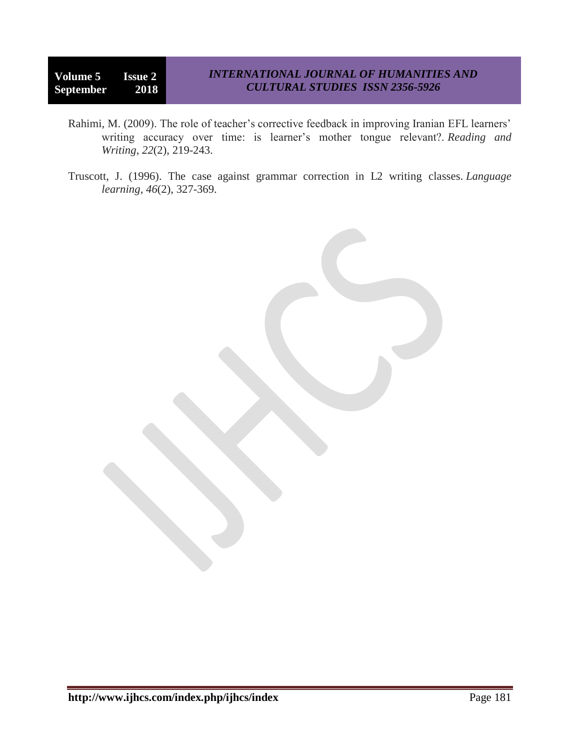Rahimi, M. (2009). The role of teacher's corrective feedback in improving Iranian EFL learners' writing accuracy over time: is learner's mother tongue relevant?. *Reading and Writing*, *22*(2), 219-243.

Truscott, J. (1996). The case against grammar correction in L2 writing classes. *Language learning*, *46*(2), 327-369.